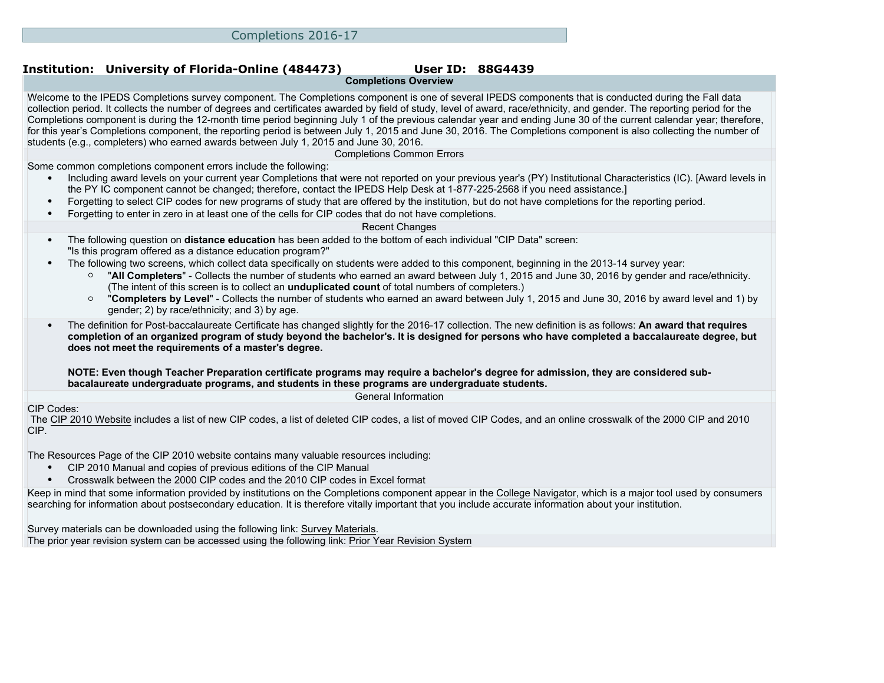# Completions 2016-17

**Institution: University of Florida-Online (484473)** **User ID: 88G4439**

## Completions Overview

Welcome to the IPEDS Completions survey component. The Completions component is one of several IPEDS components that is conducted during the Fall data collection period. It collects the number of degrees and certificates awarded by field of study, level of award, race/ethnicity, and gender. The reporting period for the Completions component is during the 12-month time period beginning July 1 of the previous calendar year and ending June 30 of the current calendar year; therefore, for this year's Completions component, the reporting period is between July 1, 2015 and June 30, 2016. The Completions component is also collecting the number of students (e.g., completers) who earned awards between July 1, 2015 and June 30, 2016.

### Completions Common Errors

Some common completions component errors include the following:

- Including award levels on your current year Completions that were not reported on your previous year's (PY) Institutional Characteristics (IC). [Award levels in the PY IC component cannot be changed; therefore, contact the IPEDS Help Desk at 1-877-225-2568 if you need assistance.]
- Forgetting to select CIP codes for new programs of study that are offered by the institution, but do not have completions for the reporting period.
- Forgetting to enter in zero in at least one of the cells for CIP codes that do not have completions.

### Recent Changes

- The following question on **distance education** has been added to the bottom of each individual "CIP Data" screen:
  "Is this program offered as a distance education program?"
- The following two screens, which collect data specifically on students were added to this component, beginning in the 2013-14 survey year:
  - "**All Completers**" - Collects the number of students who earned an award between July 1, 2015 and June 30, 2016 by gender and race/ethnicity. (The intent of this screen is to collect an **unduplicated count** of total numbers of completers.)
  - "**Completers by Level**" - Collects the number of students who earned an award between July 1, 2015 and June 30, 2016 by award level and 1) by gender; 2) by race/ethnicity; and 3) by age.
- The definition for Post-baccalaureate Certificate has changed slightly for the 2016-17 collection. The new definition is as follows: **An award that requires completion of an organized program of study beyond the bachelor's. It is designed for persons who have completed a baccalaureate degree, but does not meet the requirements of a master's degree.**

  **NOTE: Even though Teacher Preparation certificate programs may require a bachelor's degree for admission, they are considered sub-bacalaureate undergraduate programs, and students in these programs are undergraduate students.**

### General Information

CIP Codes:
The CIP 2010 Website includes a list of new CIP codes, a list of deleted CIP codes, a list of moved CIP Codes, and an online crosswalk of the 2000 CIP and 2010 CIP.

The Resources Page of the CIP 2010 website contains many valuable resources including:

- CIP 2010 Manual and copies of previous editions of the CIP Manual
- Crosswalk between the 2000 CIP codes and the 2010 CIP codes in Excel format

Keep in mind that some information provided by institutions on the Completions component appear in the College Navigator, which is a major tool used by consumers searching for information about postsecondary education. It is therefore vitally important that you include accurate information about your institution.

Survey materials can be downloaded using the following link: Survey Materials.

The prior year revision system can be accessed using the following link: Prior Year Revision System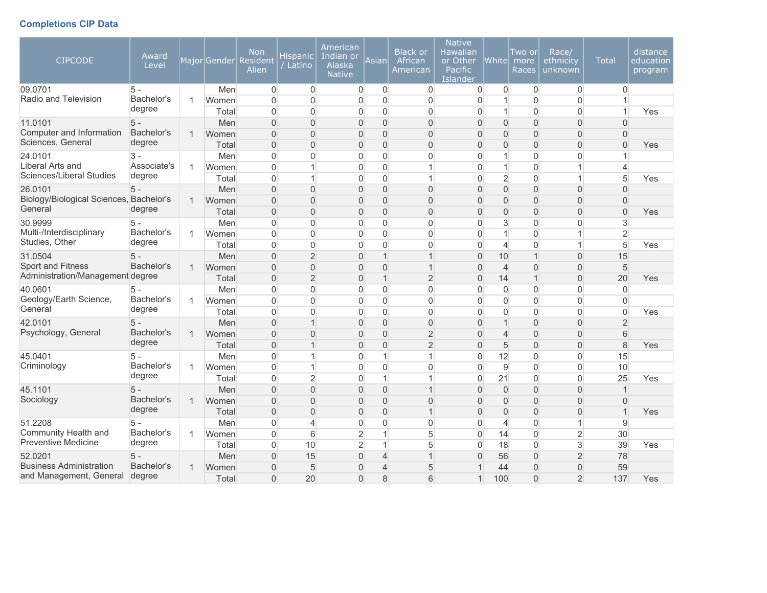### Completions CIP Data

| CIPCODE | Award Level | Major | Gender | Non Resident Alien | Hispanic / Latino | American Indian or Alaska Native | Asian | Black or African American | Native Hawaiian or Other Pacific Islander | White | Two or more Races | Race/ ethnicity unknown | Total | distance education program |
|---|---|---|---|---|---|---|---|---|---|---|---|---|---|---|
| 09.0701 Radio and Television | 5 - Bachelor's degree | 1 | Men | 0 | 0 | 0 | 0 | 0 | 0 | 0 | 0 | 0 | 0 | |
| | | | Women | 0 | 0 | 0 | 0 | 0 | 0 | 1 | 0 | 0 | 1 | |
| | | | Total | 0 | 0 | 0 | 0 | 0 | 0 | 1 | 0 | 0 | 1 | Yes |
| 11.0101 Computer and Information Sciences, General | 5 - Bachelor's degree | 1 | Men | 0 | 0 | 0 | 0 | 0 | 0 | 0 | 0 | 0 | 0 | |
| | | | Women | 0 | 0 | 0 | 0 | 0 | 0 | 0 | 0 | 0 | 0 | |
| | | | Total | 0 | 0 | 0 | 0 | 0 | 0 | 0 | 0 | 0 | 0 | Yes |
| 24.0101 Liberal Arts and Sciences/Liberal Studies | 3 - Associate's degree | 1 | Men | 0 | 0 | 0 | 0 | 0 | 0 | 1 | 0 | 0 | 1 | |
| | | | Women | 0 | 1 | 0 | 0 | 1 | 0 | 1 | 0 | 1 | 4 | |
| | | | Total | 0 | 1 | 0 | 0 | 1 | 0 | 2 | 0 | 1 | 5 | Yes |
| 26.0101 Biology/Biological Sciences, General | 5 - Bachelor's degree | 1 | Men | 0 | 0 | 0 | 0 | 0 | 0 | 0 | 0 | 0 | 0 | |
| | | | Women | 0 | 0 | 0 | 0 | 0 | 0 | 0 | 0 | 0 | 0 | |
| | | | Total | 0 | 0 | 0 | 0 | 0 | 0 | 0 | 0 | 0 | 0 | Yes |
| 30.9999 Multi-/Interdisciplinary Studies, Other | 5 - Bachelor's degree | 1 | Men | 0 | 0 | 0 | 0 | 0 | 0 | 3 | 0 | 0 | 3 | |
| | | | Women | 0 | 0 | 0 | 0 | 0 | 0 | 1 | 0 | 1 | 2 | |
| | | | Total | 0 | 0 | 0 | 0 | 0 | 0 | 4 | 0 | 1 | 5 | Yes |
| 31.0504 Sport and Fitness Administration/Management | 5 - Bachelor's degree | 1 | Men | 0 | 2 | 0 | 1 | 1 | 0 | 10 | 1 | 0 | 15 | |
| | | | Women | 0 | 0 | 0 | 0 | 1 | 0 | 4 | 0 | 0 | 5 | |
| | | | Total | 0 | 2 | 0 | 1 | 2 | 0 | 14 | 1 | 0 | 20 | Yes |
| 40.0601 Geology/Earth Science, General | 5 - Bachelor's degree | 1 | Men | 0 | 0 | 0 | 0 | 0 | 0 | 0 | 0 | 0 | 0 | |
| | | | Women | 0 | 0 | 0 | 0 | 0 | 0 | 0 | 0 | 0 | 0 | |
| | | | Total | 0 | 0 | 0 | 0 | 0 | 0 | 0 | 0 | 0 | 0 | Yes |
| 42.0101 Psychology, General | 5 - Bachelor's degree | 1 | Men | 0 | 1 | 0 | 0 | 0 | 0 | 1 | 0 | 0 | 2 | |
| | | | Women | 0 | 0 | 0 | 0 | 2 | 0 | 4 | 0 | 0 | 6 | |
| | | | Total | 0 | 1 | 0 | 0 | 2 | 0 | 5 | 0 | 0 | 8 | Yes |
| 45.0401 Criminology | 5 - Bachelor's degree | 1 | Men | 0 | 1 | 0 | 1 | 1 | 0 | 12 | 0 | 0 | 15 | |
| | | | Women | 0 | 1 | 0 | 0 | 0 | 0 | 9 | 0 | 0 | 10 | |
| | | | Total | 0 | 2 | 0 | 1 | 1 | 0 | 21 | 0 | 0 | 25 | Yes |
| 45.1101 Sociology | 5 - Bachelor's degree | 1 | Men | 0 | 0 | 0 | 0 | 1 | 0 | 0 | 0 | 0 | 1 | |
| | | | Women | 0 | 0 | 0 | 0 | 0 | 0 | 0 | 0 | 0 | 0 | |
| | | | Total | 0 | 0 | 0 | 0 | 1 | 0 | 0 | 0 | 0 | 1 | Yes |
| 51.2208 Community Health and Preventive Medicine | 5 - Bachelor's degree | 1 | Men | 0 | 4 | 0 | 0 | 0 | 0 | 4 | 0 | 1 | 9 | |
| | | | Women | 0 | 6 | 2 | 1 | 5 | 0 | 14 | 0 | 2 | 30 | |
| | | | Total | 0 | 10 | 2 | 1 | 5 | 0 | 18 | 0 | 3 | 39 | Yes |
| 52.0201 Business Administration and Management, General | 5 - Bachelor's degree | 1 | Men | 0 | 15 | 0 | 4 | 1 | 0 | 56 | 0 | 2 | 78 | |
| | | | Women | 0 | 5 | 0 | 4 | 5 | 1 | 44 | 0 | 0 | 59 | |
| | | | Total | 0 | 20 | 0 | 8 | 6 | 1 | 100 | 0 | 2 | 137 | Yes |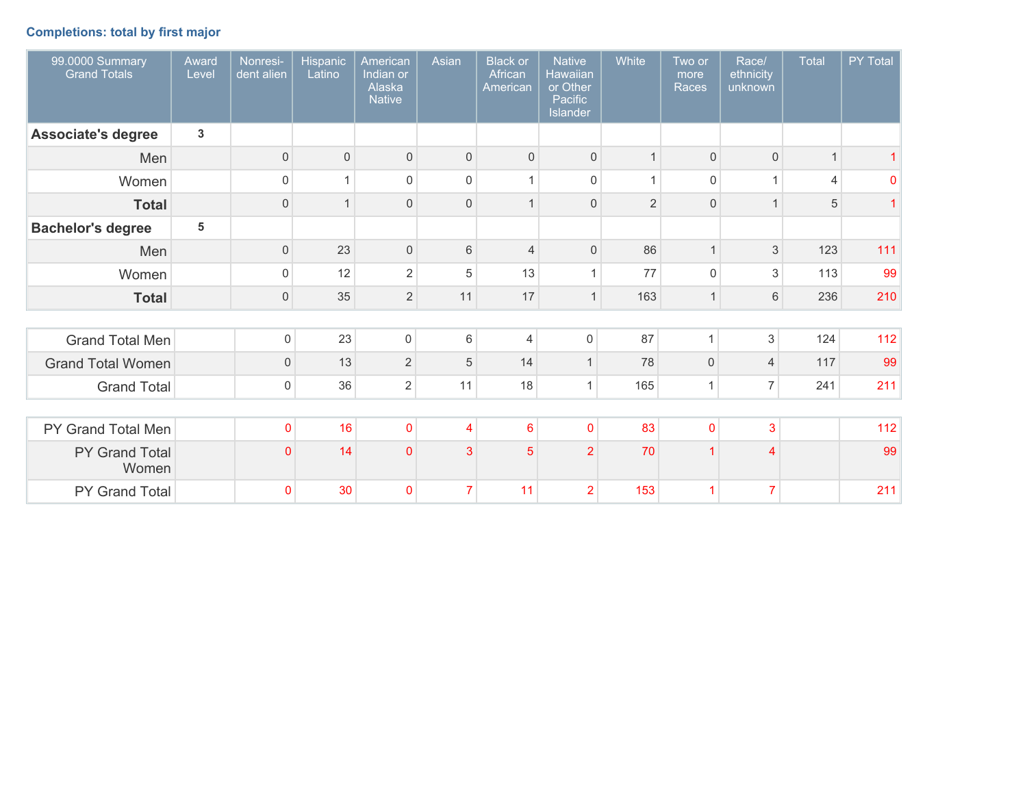### Completions: total by first major

| 99.0000 Summary Grand Totals | Award Level | Nonresident alien | Hispanic Latino | American Indian or Alaska Native | Asian | Black or African American | Native Hawaiian or Other Pacific Islander | White | Two or more Races | Race/ ethnicity unknown | Total | PY Total |
|---|---|---|---|---|---|---|---|---|---|---|---|---|
| **Associate's degree** | **3** | | | | | | | | | | | |
| Men | | 0 | 0 | 0 | 0 | 0 | 0 | 1 | 0 | 0 | 1 | 1 |
| Women | | 0 | 1 | 0 | 0 | 1 | 0 | 1 | 0 | 1 | 4 | 0 |
| **Total** | | 0 | 1 | 0 | 0 | 1 | 0 | 2 | 0 | 1 | 5 | 1 |
| **Bachelor's degree** | **5** | | | | | | | | | | | |
| Men | | 0 | 23 | 0 | 6 | 4 | 0 | 86 | 1 | 3 | 123 | 111 |
| Women | | 0 | 12 | 2 | 5 | 13 | 1 | 77 | 0 | 3 | 113 | 99 |
| **Total** | | 0 | 35 | 2 | 11 | 17 | 1 | 163 | 1 | 6 | 236 | 210 |

| | | | | | | | | | | | | |
|---|---|---|---|---|---|---|---|---|---|---|---|---|
| Grand Total Men | | 0 | 23 | 0 | 6 | 4 | 0 | 87 | 1 | 3 | 124 | 112 |
| Grand Total Women | | 0 | 13 | 2 | 5 | 14 | 1 | 78 | 0 | 4 | 117 | 99 |
| Grand Total | | 0 | 36 | 2 | 11 | 18 | 1 | 165 | 1 | 7 | 241 | 211 |

| | | | | | | | | | | | | |
|---|---|---|---|---|---|---|---|---|---|---|---|---|
| PY Grand Total Men | | 0 | 16 | 0 | 4 | 6 | 0 | 83 | 0 | 3 | | 112 |
| PY Grand Total Women | | 0 | 14 | 0 | 3 | 5 | 2 | 70 | 1 | 4 | | 99 |
| PY Grand Total | | 0 | 30 | 0 | 7 | 11 | 2 | 153 | 1 | 7 | | 211 |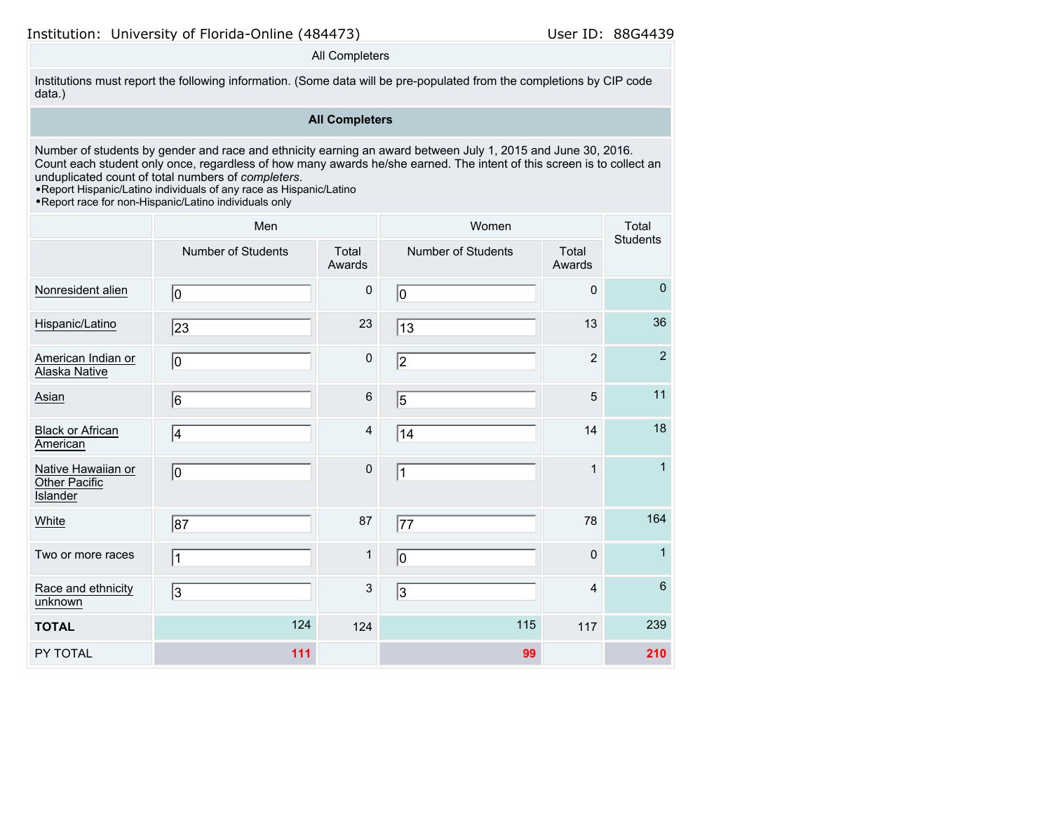Institution: University of Florida-Online (484473) User ID: 88G4439

All Completers

Institutions must report the following information. (Some data will be pre-populated from the completions by CIP code data.)

**All Completers**

Number of students by gender and race and ethnicity earning an award between July 1, 2015 and June 30, 2016. Count each student only once, regardless of how many awards he/she earned. The intent of this screen is to collect an unduplicated count of total numbers of *completers*.
•Report Hispanic/Latino individuals of any race as Hispanic/Latino
•Report race for non-Hispanic/Latino individuals only

| | Men | | Women | | Total Students |
|---|---|---|---|---|---|
| | Number of Students | Total Awards | Number of Students | Total Awards | |
| Nonresident alien | 0 | 0 | 0 | 0 | 0 |
| Hispanic/Latino | 23 | 23 | 13 | 13 | 36 |
| American Indian or Alaska Native | 0 | 0 | 2 | 2 | 2 |
| Asian | 6 | 6 | 5 | 5 | 11 |
| Black or African American | 4 | 4 | 14 | 14 | 18 |
| Native Hawaiian or Other Pacific Islander | 0 | 0 | 1 | 1 | 1 |
| White | 87 | 87 | 77 | 78 | 164 |
| Two or more races | 1 | 1 | 0 | 0 | 1 |
| Race and ethnicity unknown | 3 | 3 | 3 | 4 | 6 |
| **TOTAL** | 124 | 124 | 115 | 117 | 239 |
| PY TOTAL | 111 | | 99 | | 210 |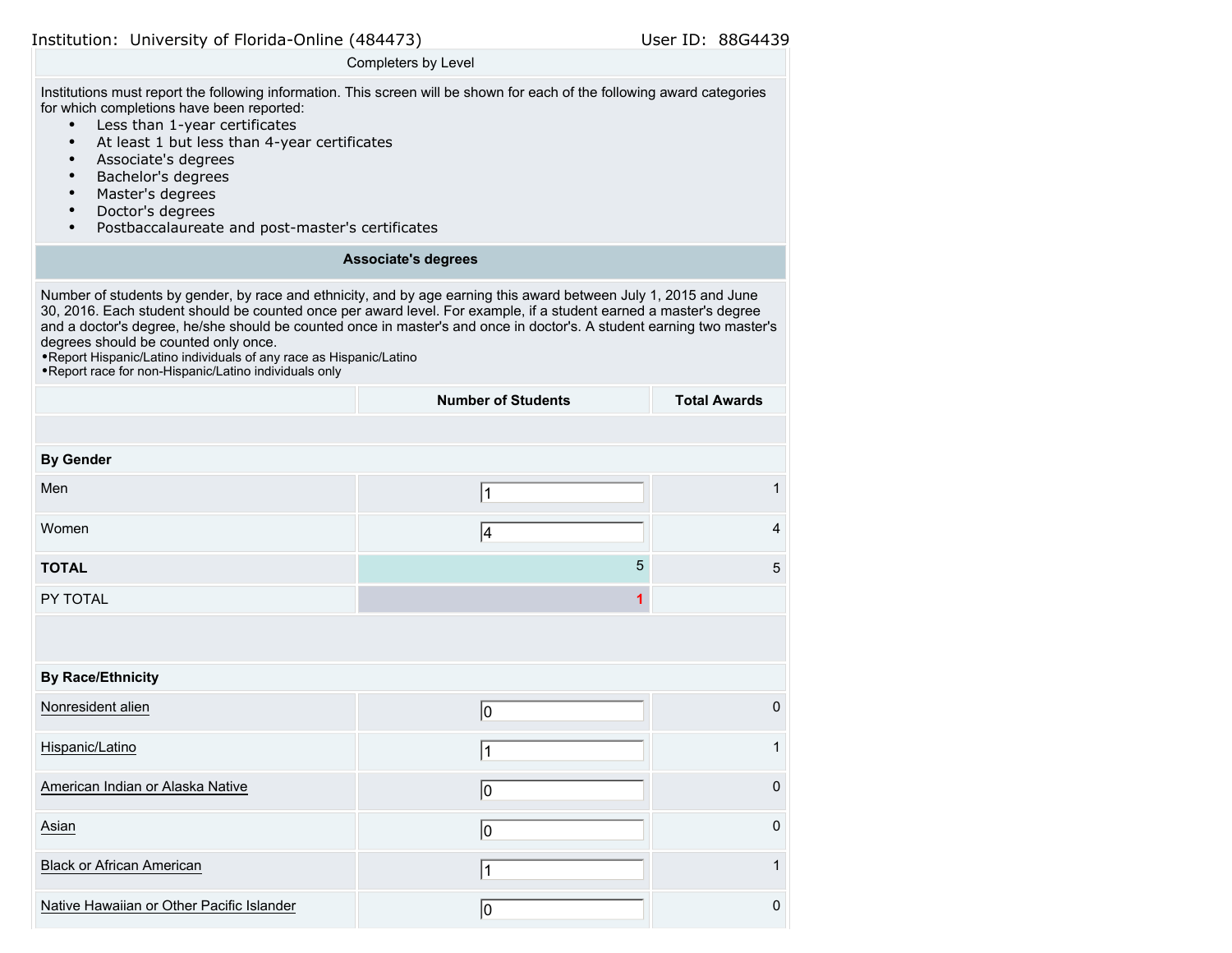Institution: University of Florida-Online (484473)  User ID: 88G4439

## Completers by Level

Institutions must report the following information. This screen will be shown for each of the following award categories for which completions have been reported:

- Less than 1-year certificates
- At least 1 but less than 4-year certificates
- Associate's degrees
- Bachelor's degrees
- Master's degrees
- Doctor's degrees
- Postbaccalaureate and post-master's certificates

### Associate's degrees

Number of students by gender, by race and ethnicity, and by age earning this award between July 1, 2015 and June 30, 2016. Each student should be counted once per award level. For example, if a student earned a master's degree and a doctor's degree, he/she should be counted once in master's and once in doctor's. A student earning two master's degrees should be counted only once.
•Report Hispanic/Latino individuals of any race as Hispanic/Latino
•Report race for non-Hispanic/Latino individuals only

| | Number of Students | Total Awards |
|---|---|---|
| **By Gender** | | |
| Men | 1 | 1 |
| Women | 4 | 4 |
| **TOTAL** | 5 | 5 |
| PY TOTAL | 1 | |
| **By Race/Ethnicity** | | |
| Nonresident alien | 0 | 0 |
| Hispanic/Latino | 1 | 1 |
| American Indian or Alaska Native | 0 | 0 |
| Asian | 0 | 0 |
| Black or African American | 1 | 1 |
| Native Hawaiian or Other Pacific Islander | 0 | 0 |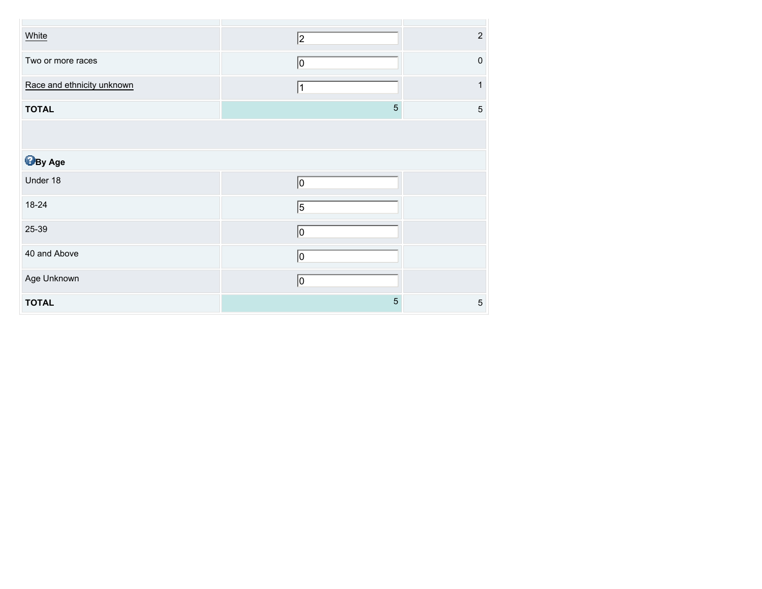| | | |
|---|---|---|
| White | 2 | 2 |
| Two or more races | 0 | 0 |
| Race and ethnicity unknown | 1 | 1 |
| **TOTAL** | 5 | 5 |
| | | |
| **By Age** | | |
| Under 18 | 0 | |
| 18-24 | 5 | |
| 25-39 | 0 | |
| 40 and Above | 0 | |
| Age Unknown | 0 | |
| **TOTAL** | 5 | 5 |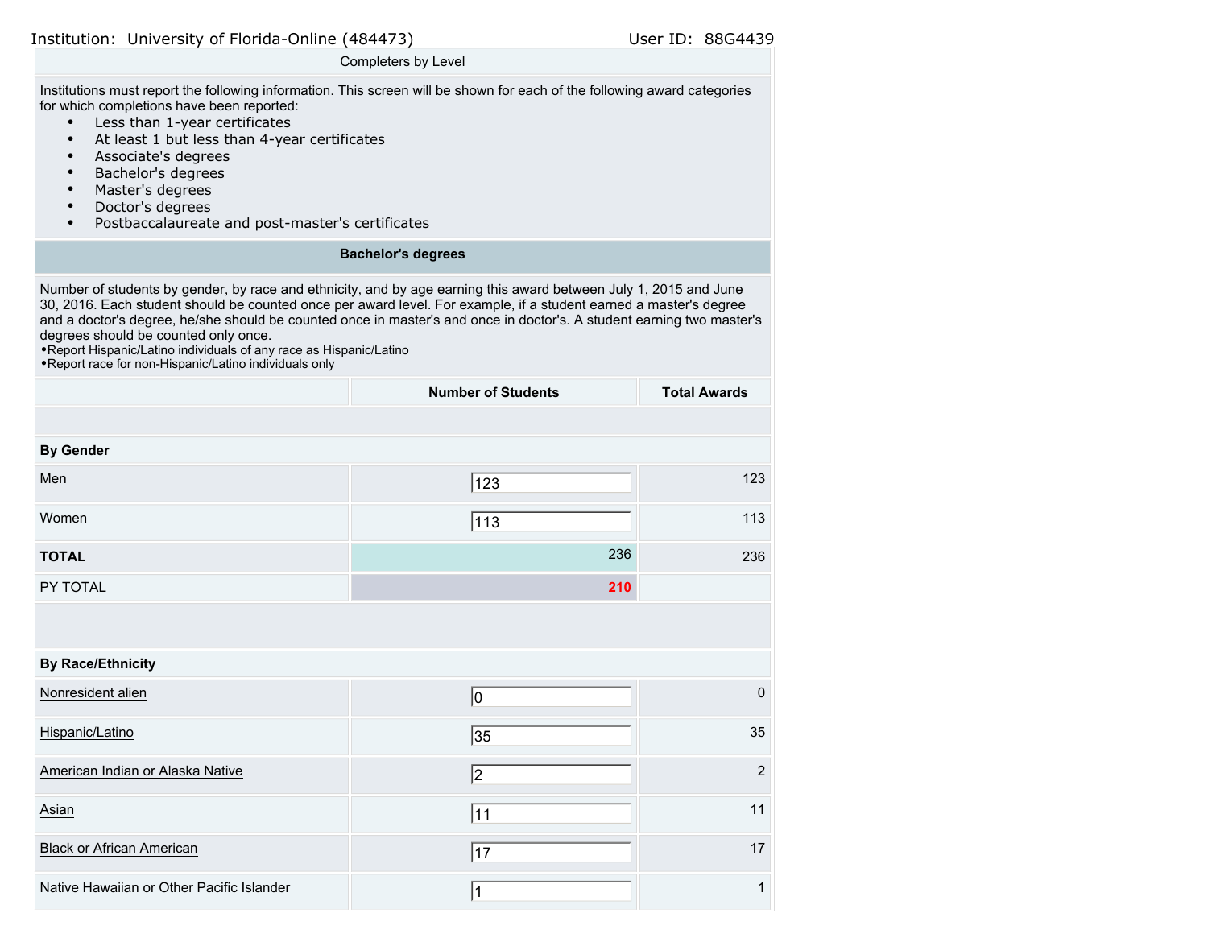Institution: University of Florida-Online (484473) User ID: 88G4439

Completers by Level

Institutions must report the following information. This screen will be shown for each of the following award categories for which completions have been reported:

- Less than 1-year certificates
- At least 1 but less than 4-year certificates
- Associate's degrees
- Bachelor's degrees
- Master's degrees
- Doctor's degrees
- Postbaccalaureate and post-master's certificates

## Bachelor's degrees

Number of students by gender, by race and ethnicity, and by age earning this award between July 1, 2015 and June 30, 2016. Each student should be counted once per award level. For example, if a student earned a master's degree and a doctor's degree, he/she should be counted once in master's and once in doctor's. A student earning two master's degrees should be counted only once.
•Report Hispanic/Latino individuals of any race as Hispanic/Latino
•Report race for non-Hispanic/Latino individuals only

| | Number of Students | Total Awards |
|---|---|---|
| **By Gender** | | |
| Men | 123 | 123 |
| Women | 113 | 113 |
| **TOTAL** | 236 | 236 |
| PY TOTAL | 210 | |
| **By Race/Ethnicity** | | |
| Nonresident alien | 0 | 0 |
| Hispanic/Latino | 35 | 35 |
| American Indian or Alaska Native | 2 | 2 |
| Asian | 11 | 11 |
| Black or African American | 17 | 17 |
| Native Hawaiian or Other Pacific Islander | 1 | 1 |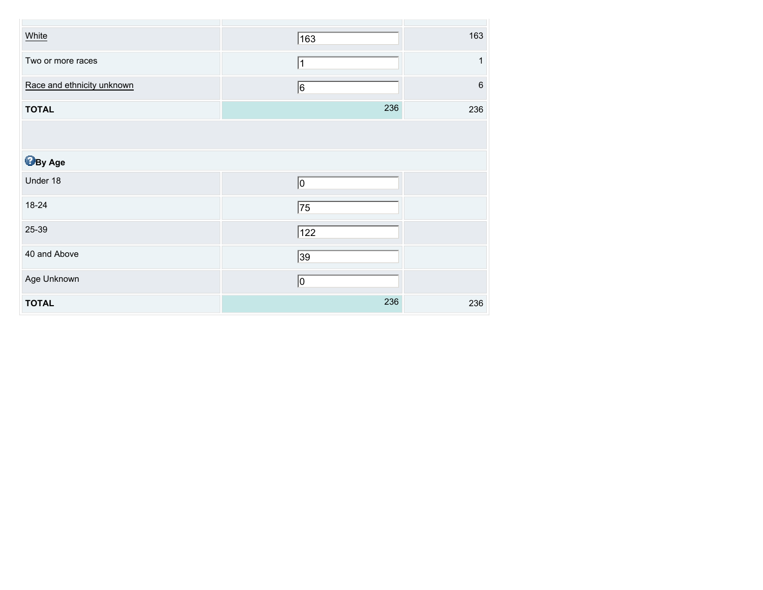| | | |
|---|---|---|
| White | 163 | 163 |
| Two or more races | 1 | 1 |
| Race and ethnicity unknown | 6 | 6 |
| **TOTAL** | 236 | 236 |
| | | |
| **By Age** | | |
| Under 18 | 0 | |
| 18-24 | 75 | |
| 25-39 | 122 | |
| 40 and Above | 39 | |
| Age Unknown | 0 | |
| **TOTAL** | 236 | 236 |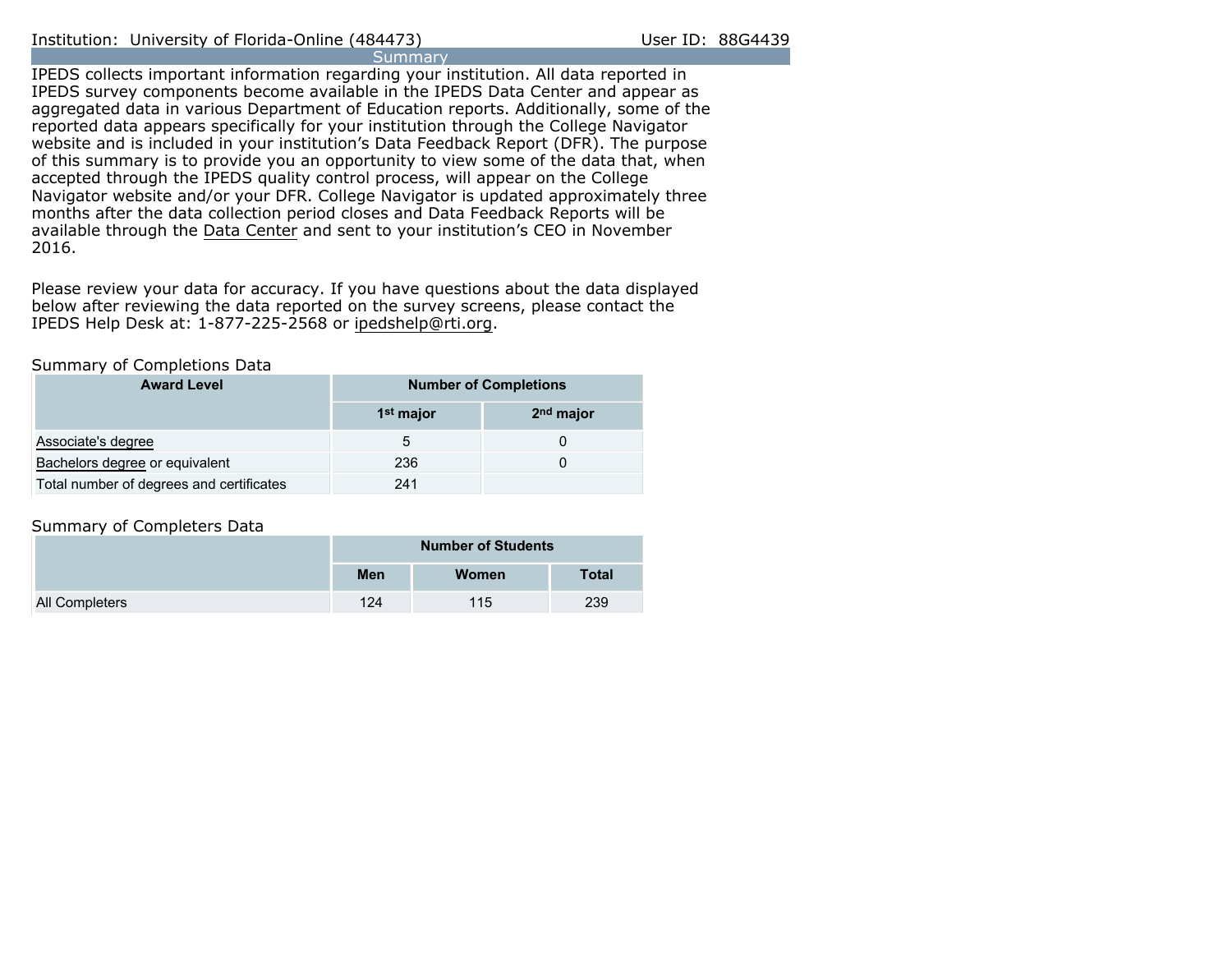Institution: University of Florida-Online (484473)	User ID: 88G4439

## Summary

IPEDS collects important information regarding your institution. All data reported in IPEDS survey components become available in the IPEDS Data Center and appear as aggregated data in various Department of Education reports. Additionally, some of the reported data appears specifically for your institution through the College Navigator website and is included in your institution's Data Feedback Report (DFR). The purpose of this summary is to provide you an opportunity to view some of the data that, when accepted through the IPEDS quality control process, will appear on the College Navigator website and/or your DFR. College Navigator is updated approximately three months after the data collection period closes and Data Feedback Reports will be available through the Data Center and sent to your institution's CEO in November 2016.

Please review your data for accuracy. If you have questions about the data displayed below after reviewing the data reported on the survey screens, please contact the IPEDS Help Desk at: 1-877-225-2568 or ipedshelp@rti.org.

### Summary of Completions Data

| Award Level | Number of Completions | |
|---|---|---|
| | 1st major | 2nd major |
| Associate's degree | 5 | 0 |
| Bachelors degree or equivalent | 236 | 0 |
| Total number of degrees and certificates | 241 | |

### Summary of Completers Data

| | Number of Students | | |
|---|---|---|---|
| | Men | Women | Total |
| All Completers | 124 | 115 | 239 |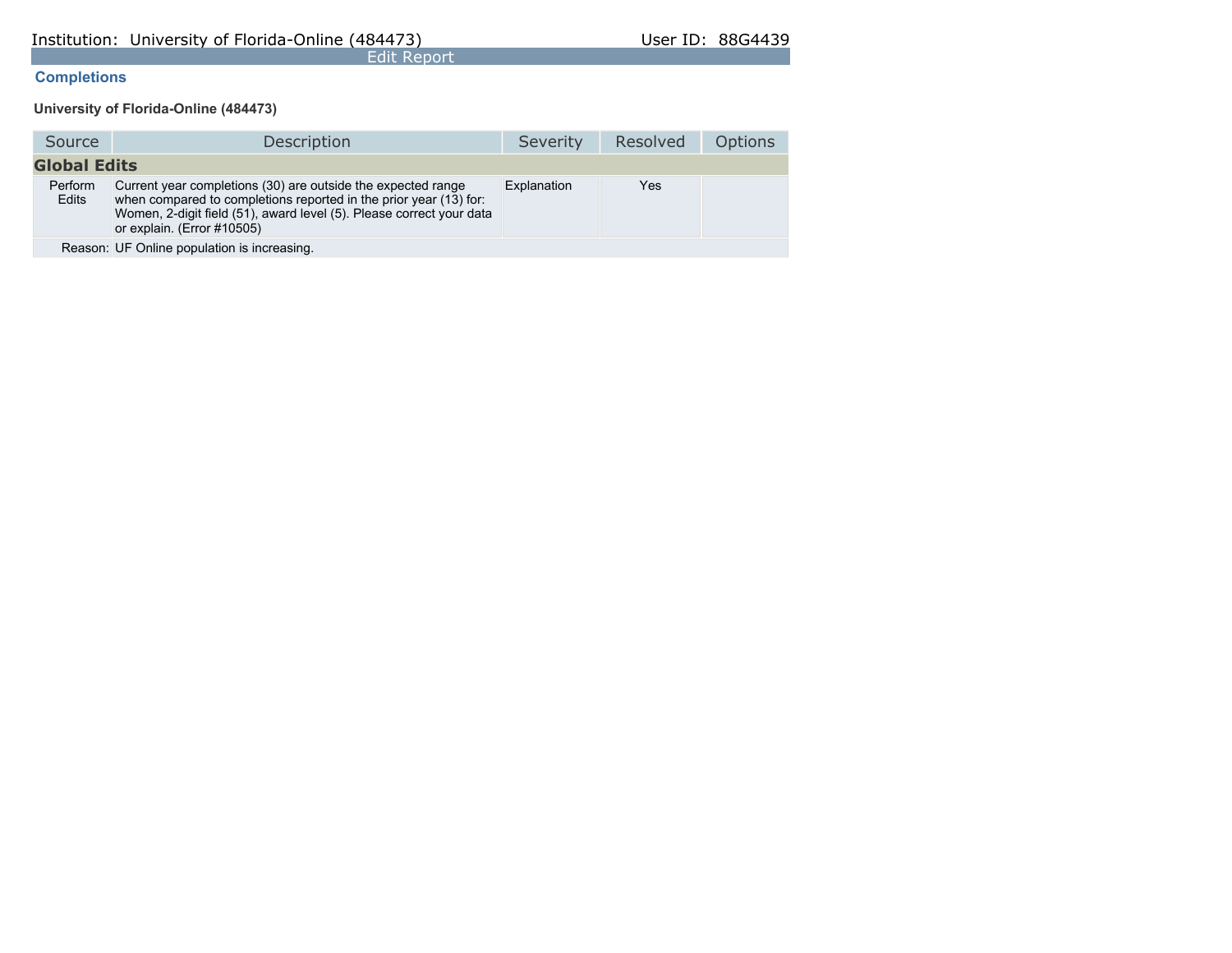Institution: University of Florida-Online (484473) User ID: 88G4439

Edit Report

## Completions

**University of Florida-Online (484473)**

| Source | Description | Severity | Resolved | Options |
|---|---|---|---|---|
| **Global Edits** | | | | |
| Perform Edits | Current year completions (30) are outside the expected range when compared to completions reported in the prior year (13) for: Women, 2-digit field (51), award level (5). Please correct your data or explain. (Error #10505) | Explanation | Yes | |
| Reason: | UF Online population is increasing. | | | |